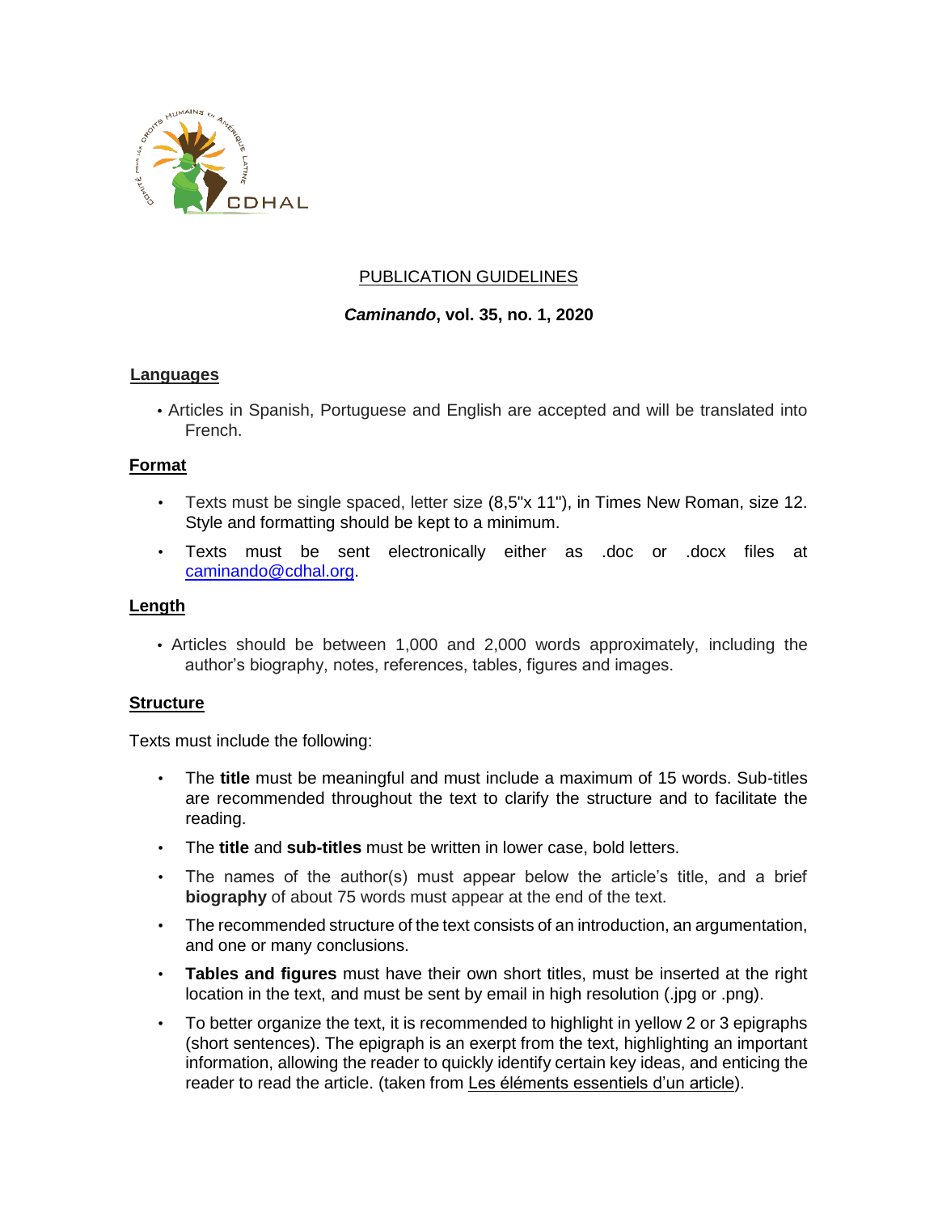# PUBLICATION GUIDELINES

## *Caminando*, vol. 35, no. 1, 2020

### Languages

- Articles in Spanish, Portuguese and English are accepted and will be translated into French.

### Format

- Texts must be single spaced, letter size (8,5"x 11"), in Times New Roman, size 12. Style and formatting should be kept to a minimum.
- Texts must be sent electronically either as .doc or .docx files at caminando@cdhal.org.

### Length

- Articles should be between 1,000 and 2,000 words approximately, including the author's biography, notes, references, tables, figures and images.

### Structure

Texts must include the following:

- The **title** must be meaningful and must include a maximum of 15 words. Sub-titles are recommended throughout the text to clarify the structure and to facilitate the reading.
- The **title** and **sub-titles** must be written in lower case, bold letters.
- The names of the author(s) must appear below the article's title, and a brief **biography** of about 75 words must appear at the end of the text.
- The recommended structure of the text consists of an introduction, an argumentation, and one or many conclusions.
- **Tables and figures** must have their own short titles, must be inserted at the right location in the text, and must be sent by email in high resolution (.jpg or .png).
- To better organize the text, it is recommended to highlight in yellow 2 or 3 epigraphs (short sentences). The epigraph is an exerpt from the text, highlighting an important information, allowing the reader to quickly identify certain key ideas, and enticing the reader to read the article. (taken from Les éléments essentiels d'un article).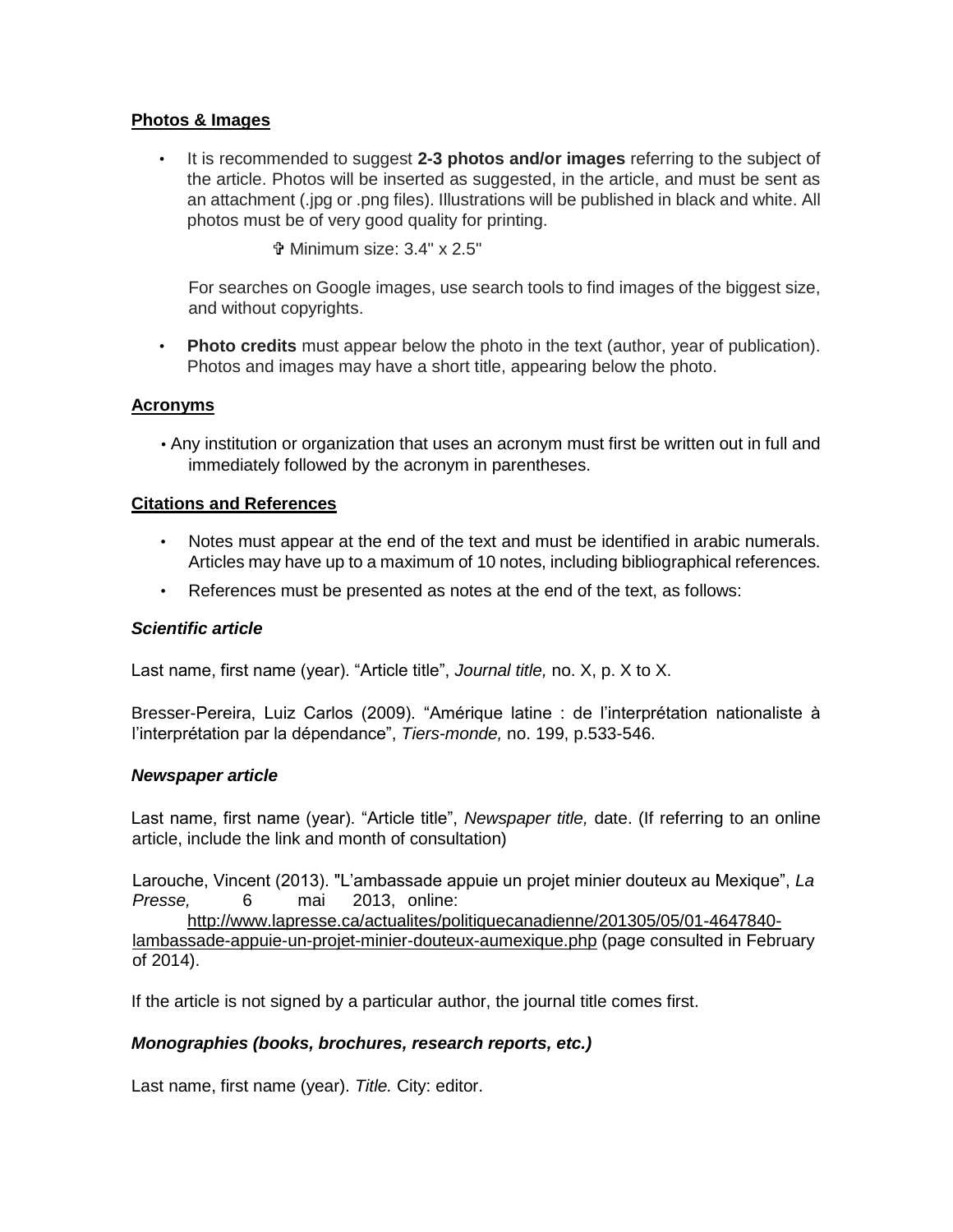**Photos & Images**

- It is recommended to suggest **2-3 photos and/or images** referring to the subject of the article. Photos will be inserted as suggested, in the article, and must be sent as an attachment (.jpg or .png files). Illustrations will be published in black and white. All photos must be of very good quality for printing.

  ✞ Minimum size: 3.4" x 2.5"

  For searches on Google images, use search tools to find images of the biggest size, and without copyrights.

- **Photo credits** must appear below the photo in the text (author, year of publication). Photos and images may have a short title, appearing below the photo.

**Acronyms**

- Any institution or organization that uses an acronym must first be written out in full and immediately followed by the acronym in parentheses.

**Citations and References**

- Notes must appear at the end of the text and must be identified in arabic numerals. Articles may have up to a maximum of 10 notes, including bibliographical references.
- References must be presented as notes at the end of the text, as follows:

***Scientific article***

Last name, first name (year). "Article title", *Journal title,* no. X, p. X to X.

Bresser-Pereira, Luiz Carlos (2009). "Amérique latine : de l'interprétation nationaliste à l'interprétation par la dépendance", *Tiers-monde,* no. 199, p.533-546.

***Newspaper article***

Last name, first name (year). "Article title", *Newspaper title,* date. (If referring to an online article, include the link and month of consultation)

Larouche, Vincent (2013). "L'ambassade appuie un projet minier douteux au Mexique", *La Presse,* 6 mai 2013, online: http://www.lapresse.ca/actualites/politiquecanadienne/201305/05/01-4647840-lambassade-appuie-un-projet-minier-douteux-aumexique.php (page consulted in February of 2014).

If the article is not signed by a particular author, the journal title comes first.

***Monographies (books, brochures, research reports, etc.)***

Last name, first name (year). *Title.* City: editor.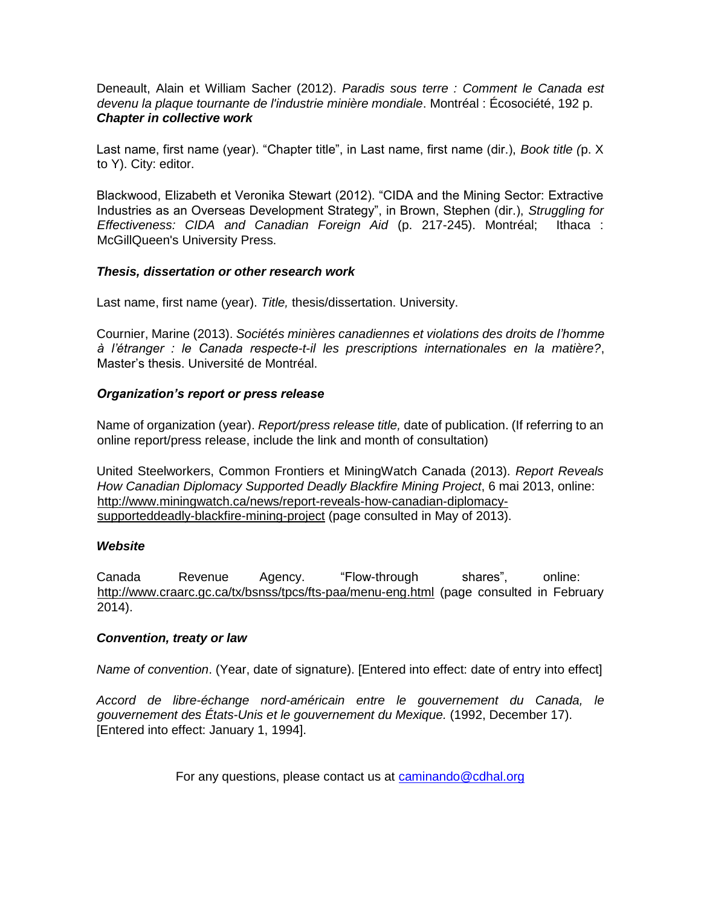Deneault, Alain et William Sacher (2012). *Paradis sous terre : Comment le Canada est devenu la plaque tournante de l'industrie minière mondiale*. Montréal : Écosociété, 192 p.

***Chapter in collective work***

Last name, first name (year). "Chapter title", in Last name, first name (dir.), *Book title (*p. X to Y). City: editor.

Blackwood, Elizabeth et Veronika Stewart (2012). "CIDA and the Mining Sector: Extractive Industries as an Overseas Development Strategy", in Brown, Stephen (dir.), *Struggling for Effectiveness: CIDA and Canadian Foreign Aid* (p. 217-245). Montréal; Ithaca : McGillQueen's University Press.

***Thesis, dissertation or other research work***

Last name, first name (year). *Title,* thesis/dissertation. University.

Cournier, Marine (2013). *Sociétés minières canadiennes et violations des droits de l'homme à l'étranger : le Canada respecte-t-il les prescriptions internationales en la matière?*, Master's thesis. Université de Montréal.

***Organization's report or press release***

Name of organization (year). *Report/press release title,* date of publication. (If referring to an online report/press release, include the link and month of consultation)

United Steelworkers, Common Frontiers et MiningWatch Canada (2013). *Report Reveals How Canadian Diplomacy Supported Deadly Blackfire Mining Project*, 6 mai 2013, online: http://www.miningwatch.ca/news/report-reveals-how-canadian-diplomacy-supporteddeadly-blackfire-mining-project (page consulted in May of 2013).

***Website***

Canada Revenue Agency. "Flow-through shares", online: http://www.craarc.gc.ca/tx/bsnss/tpcs/fts-paa/menu-eng.html (page consulted in February 2014).

***Convention, treaty or law***

*Name of convention*. (Year, date of signature). [Entered into effect: date of entry into effect]

*Accord de libre-échange nord-américain entre le gouvernement du Canada, le gouvernement des États-Unis et le gouvernement du Mexique.* (1992, December 17). [Entered into effect: January 1, 1994].

For any questions, please contact us at caminando@cdhal.org